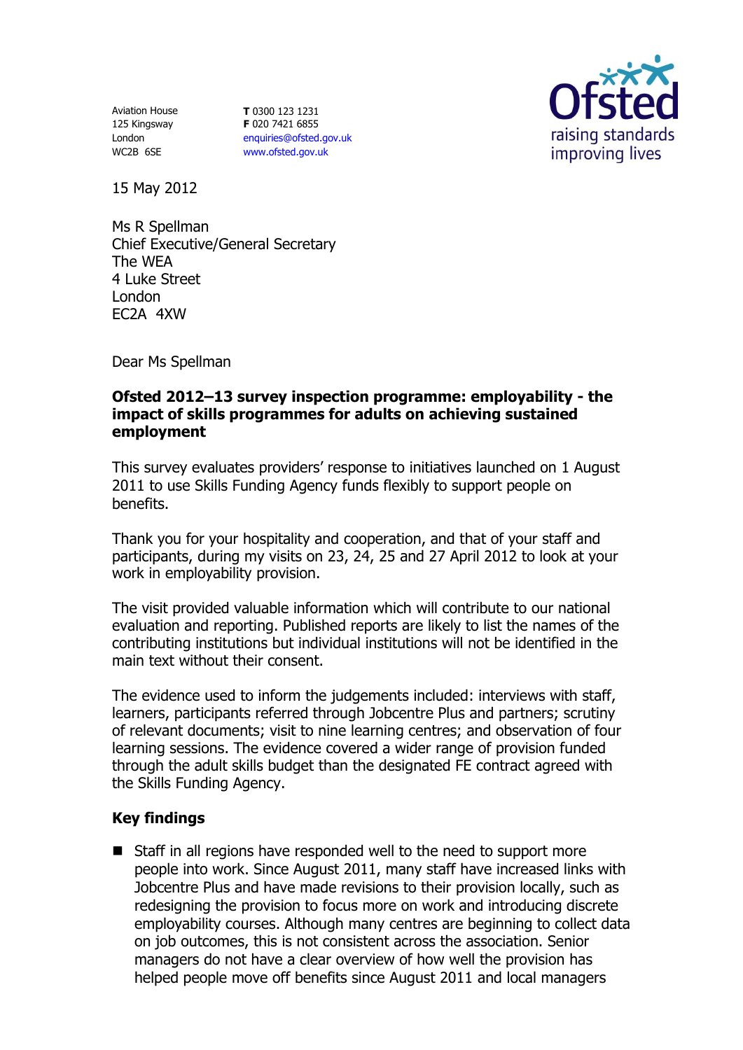Aviation House
125 Kingsway
London
WC2B 6SE

**T** 0300 123 1231
**F** 020 7421 6855
enquiries@ofsted.gov.uk
www.ofsted.gov.uk

Ofsted
raising standards
improving lives

15 May 2012

Ms R Spellman
Chief Executive/General Secretary
The WEA
4 Luke Street
London
EC2A 4XW

Dear Ms Spellman

**Ofsted 2012–13 survey inspection programme: employability - the impact of skills programmes for adults on achieving sustained employment**

This survey evaluates providers' response to initiatives launched on 1 August 2011 to use Skills Funding Agency funds flexibly to support people on benefits.

Thank you for your hospitality and cooperation, and that of your staff and participants, during my visits on 23, 24, 25 and 27 April 2012 to look at your work in employability provision.

The visit provided valuable information which will contribute to our national evaluation and reporting. Published reports are likely to list the names of the contributing institutions but individual institutions will not be identified in the main text without their consent.

The evidence used to inform the judgements included: interviews with staff, learners, participants referred through Jobcentre Plus and partners; scrutiny of relevant documents; visit to nine learning centres; and observation of four learning sessions. The evidence covered a wider range of provision funded through the adult skills budget than the designated FE contract agreed with the Skills Funding Agency.

## Key findings

- Staff in all regions have responded well to the need to support more people into work. Since August 2011, many staff have increased links with Jobcentre Plus and have made revisions to their provision locally, such as redesigning the provision to focus more on work and introducing discrete employability courses. Although many centres are beginning to collect data on job outcomes, this is not consistent across the association. Senior managers do not have a clear overview of how well the provision has helped people move off benefits since August 2011 and local managers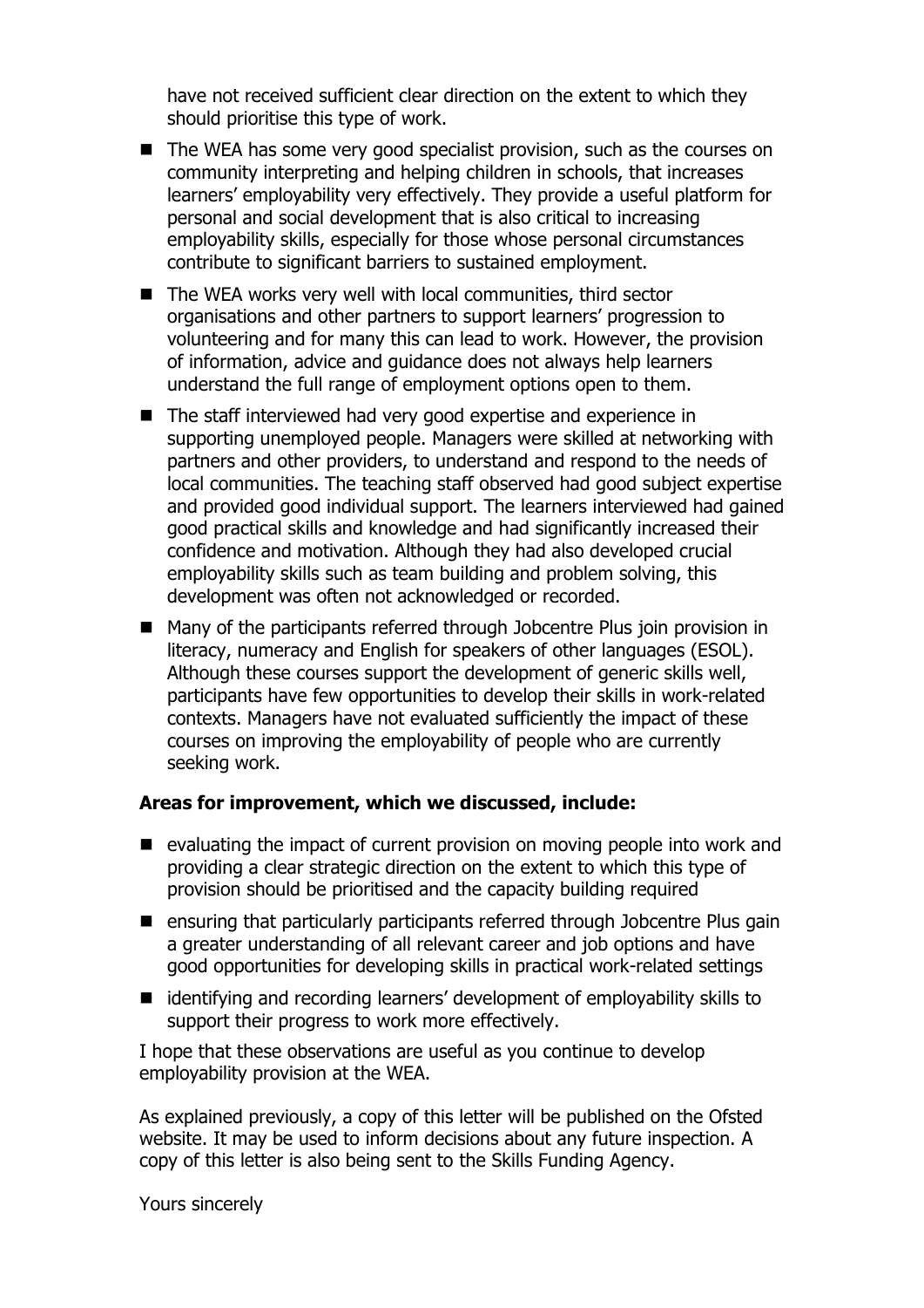have not received sufficient clear direction on the extent to which they should prioritise this type of work.

- The WEA has some very good specialist provision, such as the courses on community interpreting and helping children in schools, that increases learners' employability very effectively. They provide a useful platform for personal and social development that is also critical to increasing employability skills, especially for those whose personal circumstances contribute to significant barriers to sustained employment.
- The WEA works very well with local communities, third sector organisations and other partners to support learners' progression to volunteering and for many this can lead to work. However, the provision of information, advice and guidance does not always help learners understand the full range of employment options open to them.
- The staff interviewed had very good expertise and experience in supporting unemployed people. Managers were skilled at networking with partners and other providers, to understand and respond to the needs of local communities. The teaching staff observed had good subject expertise and provided good individual support. The learners interviewed had gained good practical skills and knowledge and had significantly increased their confidence and motivation. Although they had also developed crucial employability skills such as team building and problem solving, this development was often not acknowledged or recorded.
- Many of the participants referred through Jobcentre Plus join provision in literacy, numeracy and English for speakers of other languages (ESOL). Although these courses support the development of generic skills well, participants have few opportunities to develop their skills in work-related contexts. Managers have not evaluated sufficiently the impact of these courses on improving the employability of people who are currently seeking work.

**Areas for improvement, which we discussed, include:**

- evaluating the impact of current provision on moving people into work and providing a clear strategic direction on the extent to which this type of provision should be prioritised and the capacity building required
- ensuring that particularly participants referred through Jobcentre Plus gain a greater understanding of all relevant career and job options and have good opportunities for developing skills in practical work-related settings
- identifying and recording learners' development of employability skills to support their progress to work more effectively.

I hope that these observations are useful as you continue to develop employability provision at the WEA.

As explained previously, a copy of this letter will be published on the Ofsted website. It may be used to inform decisions about any future inspection. A copy of this letter is also being sent to the Skills Funding Agency.

Yours sincerely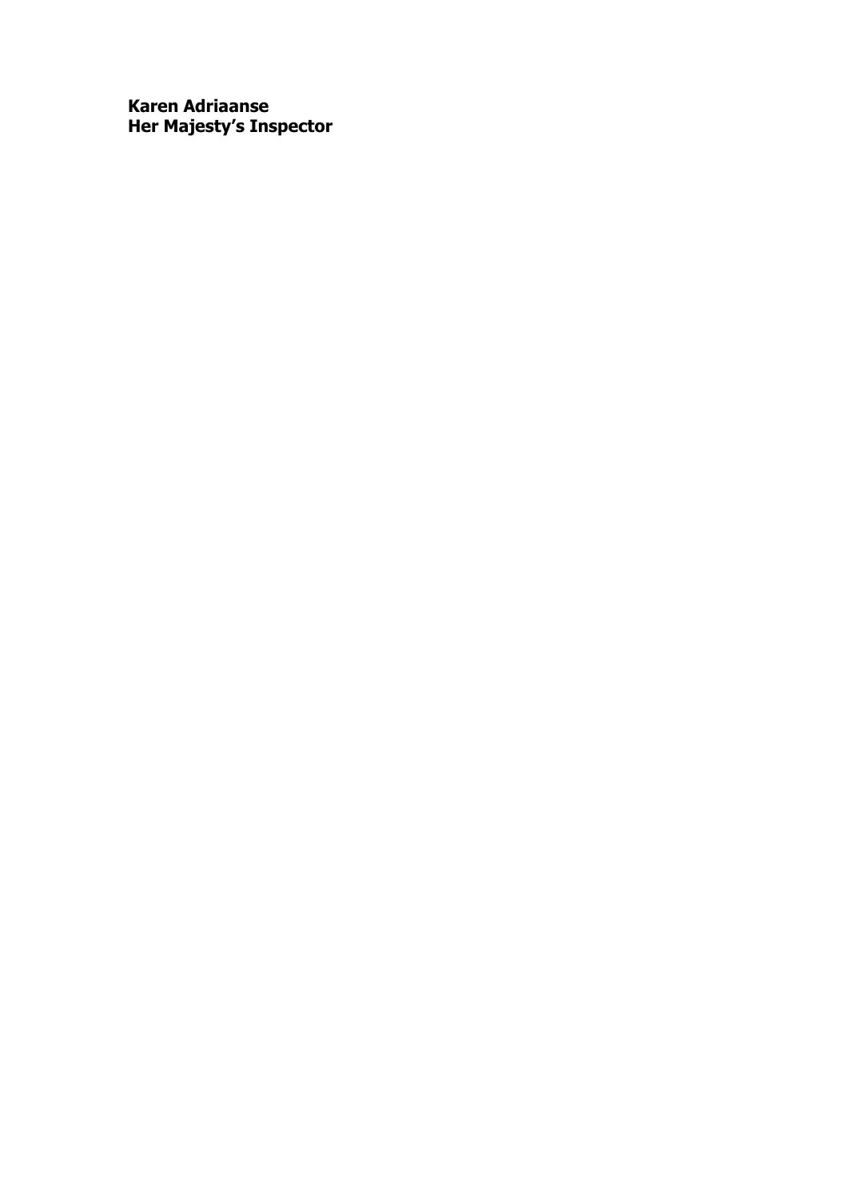**Karen Adriaanse**
**Her Majesty's Inspector**